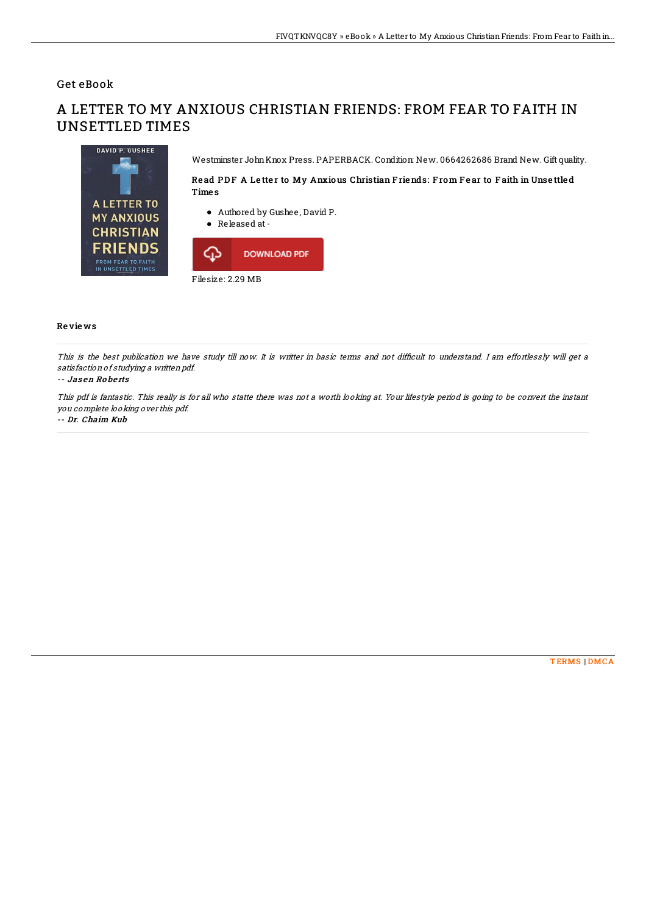Get eBook

# A LETTER TO MY ANXIOUS CHRISTIAN FRIENDS: FROM FEAR TO FAITH IN UNSETTLED TIMES

Westminster John Knox Press. PAPERBACK. Condition: New. 0664262686 Brand New. Gift quality.

### Read PDF A Letter to My Anxious Christian Friends: From Fear to Faith in Unsettled Times

- Authored by Gushee, David P.
- Released at -

DOWNLOAD PDF

Filesize: 2.29 MB

## Reviews

*This is the best publication we have study till now. It is writter in basic terms and not difficult to understand. I am effortlessly will get a satisfaction of studying a written pdf.*

*-- Jasen Roberts*

*This pdf is fantastic. This really is for all who statte there was not a worth looking at. Your lifestyle period is going to be convert the instant you complete looking over this pdf.*

*-- Dr. Chaim Kub*

TERMS | DMCA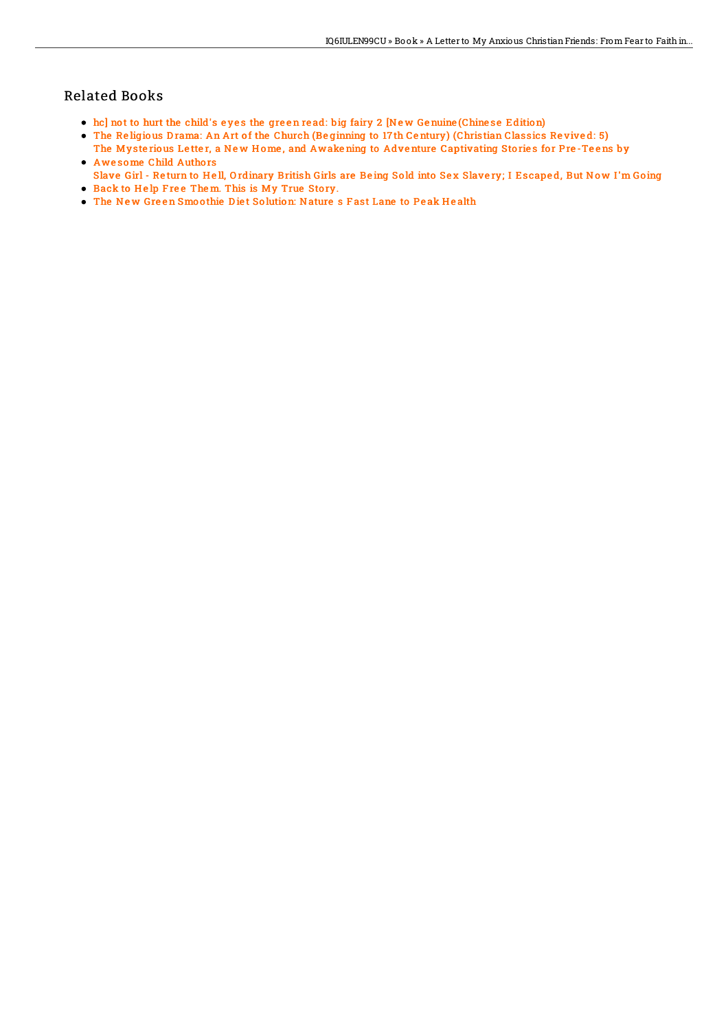## Related Books

- hc] not to hurt the child's eyes the green read: big fairy 2 [New Genuine(Chinese Edition)
- The Religious Drama: An Art of the Church (Beginning to 17th Century) (Christian Classics Revived: 5)
- The Mysterious Letter, a New Home, and Awakening to Adventure Captivating Stories for Pre-Teens by Awesome Child Authors
- Slave Girl - Return to Hell, Ordinary British Girls are Being Sold into Sex Slavery; I Escaped, But Now I'm Going Back to Help Free Them. This is My True Story.
- The New Green Smoothie Diet Solution: Nature s Fast Lane to Peak Health